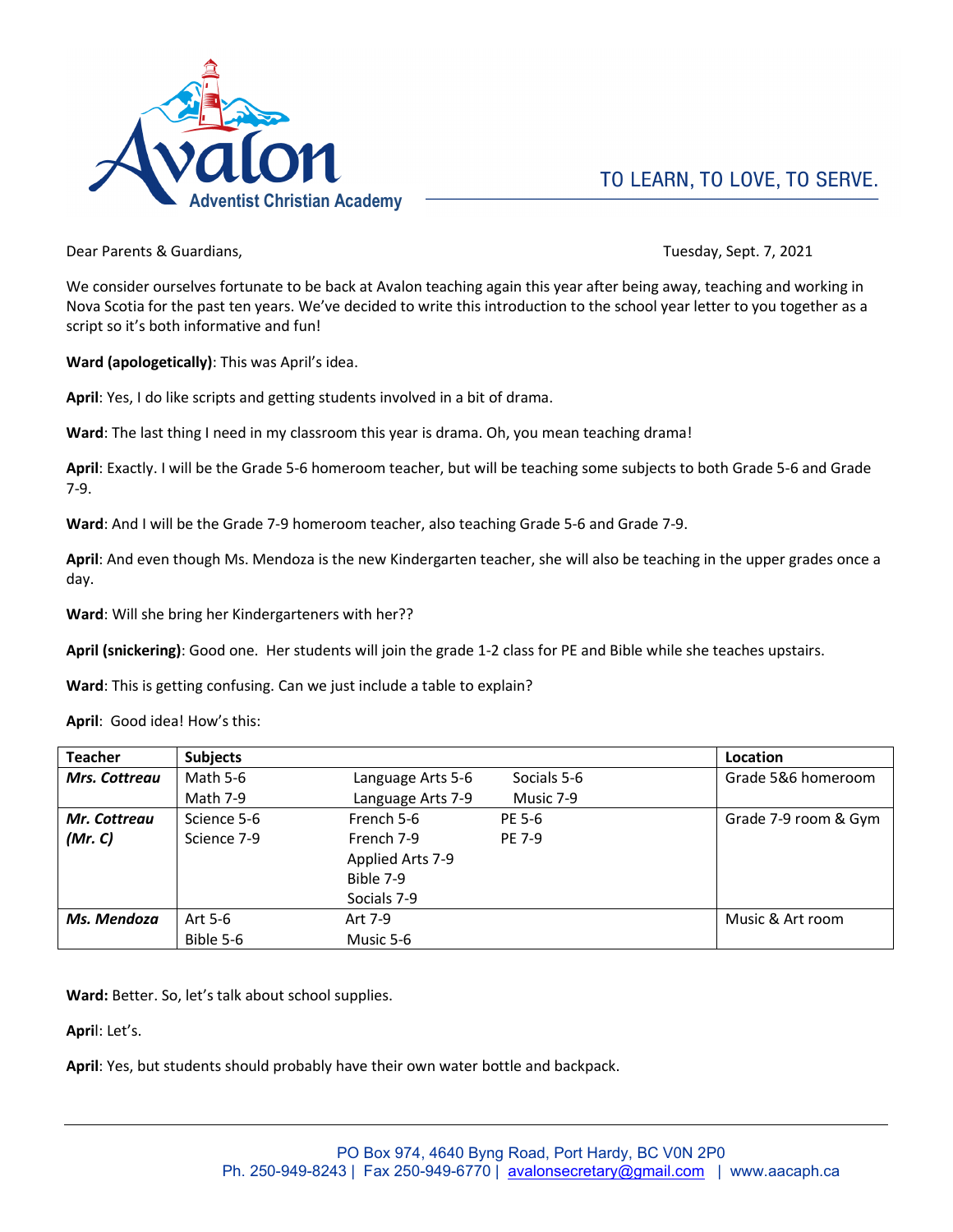Avalon Adventist Christian Academy

TO LEARN, TO LOVE, TO SERVE.

Dear Parents & Guardians,

Tuesday, Sept. 7, 2021

We consider ourselves fortunate to be back at Avalon teaching again this year after being away, teaching and working in Nova Scotia for the past ten years. We've decided to write this introduction to the school year letter to you together as a script so it's both informative and fun!

**Ward (apologetically)**: This was April's idea.

**April**: Yes, I do like scripts and getting students involved in a bit of drama.

**Ward**: The last thing I need in my classroom this year is drama. Oh, you mean teaching drama!

**April**: Exactly. I will be the Grade 5-6 homeroom teacher, but will be teaching some subjects to both Grade 5-6 and Grade 7-9.

**Ward**: And I will be the Grade 7-9 homeroom teacher, also teaching Grade 5-6 and Grade 7-9.

**April**: And even though Ms. Mendoza is the new Kindergarten teacher, she will also be teaching in the upper grades once a day.

**Ward**: Will she bring her Kindergarteners with her??

**April (snickering)**: Good one. Her students will join the grade 1-2 class for PE and Bible while she teaches upstairs.

**Ward**: This is getting confusing. Can we just include a table to explain?

**April**: Good idea! How's this:

| Teacher | Subjects | | | Location |
|---|---|---|---|---|
| ***Mrs. Cottreau*** | Math 5-6<br>Math 7-9 | Language Arts 5-6<br>Language Arts 7-9 | Socials 5-6<br>Music 7-9 | Grade 5&6 homeroom |
| ***Mr. Cottreau (Mr. C)*** | Science 5-6<br>Science 7-9 | French 5-6<br>French 7-9<br>Applied Arts 7-9<br>Bible 7-9<br>Socials 7-9 | PE 5-6<br>PE 7-9 | Grade 7-9 room & Gym |
| ***Ms. Mendoza*** | Art 5-6<br>Bible 5-6 | Art 7-9<br>Music 5-6 | | Music & Art room |

**Ward:** Better. So, let's talk about school supplies.

**April**: Let's.

**April**: Yes, but students should probably have their own water bottle and backpack.

PO Box 974, 4640 Byng Road, Port Hardy, BC V0N 2P0
Ph. 250-949-8243 | Fax 250-949-6770 | avalonsecretary@gmail.com | www.aacaph.ca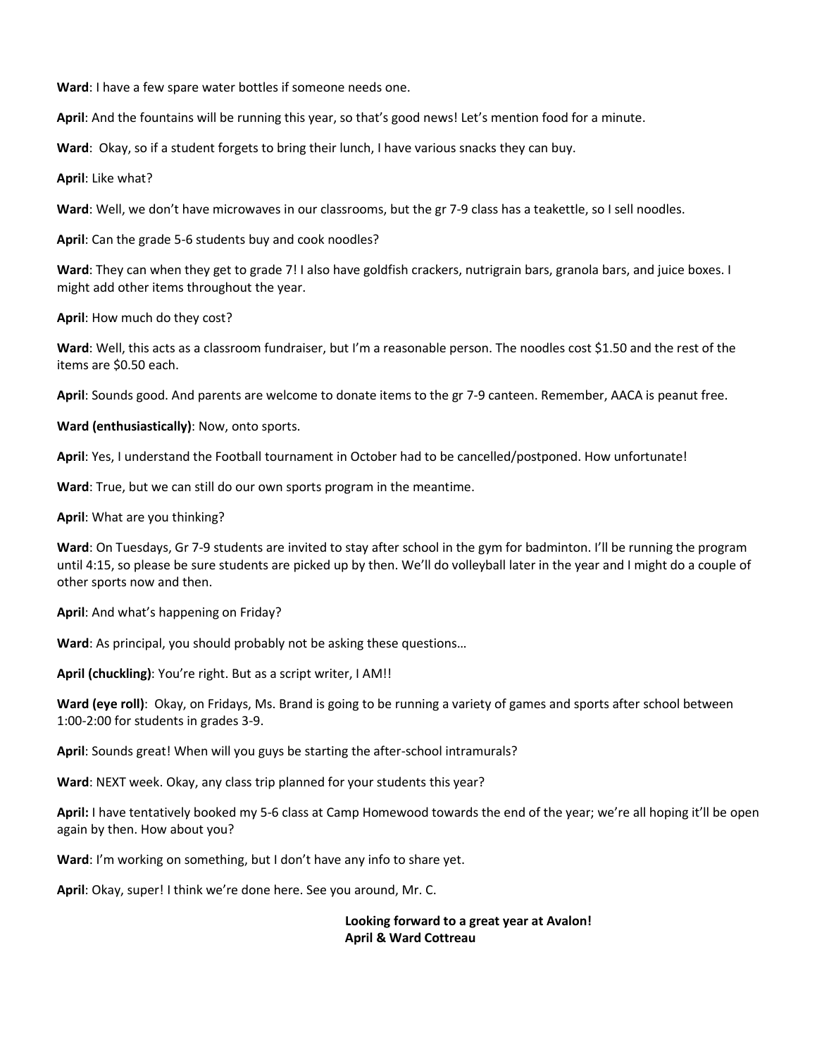**Ward**: I have a few spare water bottles if someone needs one.

**April**: And the fountains will be running this year, so that's good news! Let's mention food for a minute.

**Ward**: Okay, so if a student forgets to bring their lunch, I have various snacks they can buy.

**April**: Like what?

**Ward**: Well, we don't have microwaves in our classrooms, but the gr 7-9 class has a teakettle, so I sell noodles.

**April**: Can the grade 5-6 students buy and cook noodles?

**Ward**: They can when they get to grade 7! I also have goldfish crackers, nutrigrain bars, granola bars, and juice boxes. I might add other items throughout the year.

**April**: How much do they cost?

**Ward**: Well, this acts as a classroom fundraiser, but I'm a reasonable person. The noodles cost $1.50 and the rest of the items are $0.50 each.

**April**: Sounds good. And parents are welcome to donate items to the gr 7-9 canteen. Remember, AACA is peanut free.

**Ward (enthusiastically)**: Now, onto sports.

**April**: Yes, I understand the Football tournament in October had to be cancelled/postponed. How unfortunate!

**Ward**: True, but we can still do our own sports program in the meantime.

**April**: What are you thinking?

**Ward**: On Tuesdays, Gr 7-9 students are invited to stay after school in the gym for badminton. I'll be running the program until 4:15, so please be sure students are picked up by then. We'll do volleyball later in the year and I might do a couple of other sports now and then.

**April**: And what's happening on Friday?

**Ward**: As principal, you should probably not be asking these questions…

**April (chuckling)**: You're right. But as a script writer, I AM!!

**Ward (eye roll)**: Okay, on Fridays, Ms. Brand is going to be running a variety of games and sports after school between 1:00-2:00 for students in grades 3-9.

**April**: Sounds great! When will you guys be starting the after-school intramurals?

**Ward**: NEXT week. Okay, any class trip planned for your students this year?

**April:** I have tentatively booked my 5-6 class at Camp Homewood towards the end of the year; we're all hoping it'll be open again by then. How about you?

**Ward**: I'm working on something, but I don't have any info to share yet.

**April**: Okay, super! I think we're done here. See you around, Mr. C.

**Looking forward to a great year at Avalon!**
**April & Ward Cottreau**